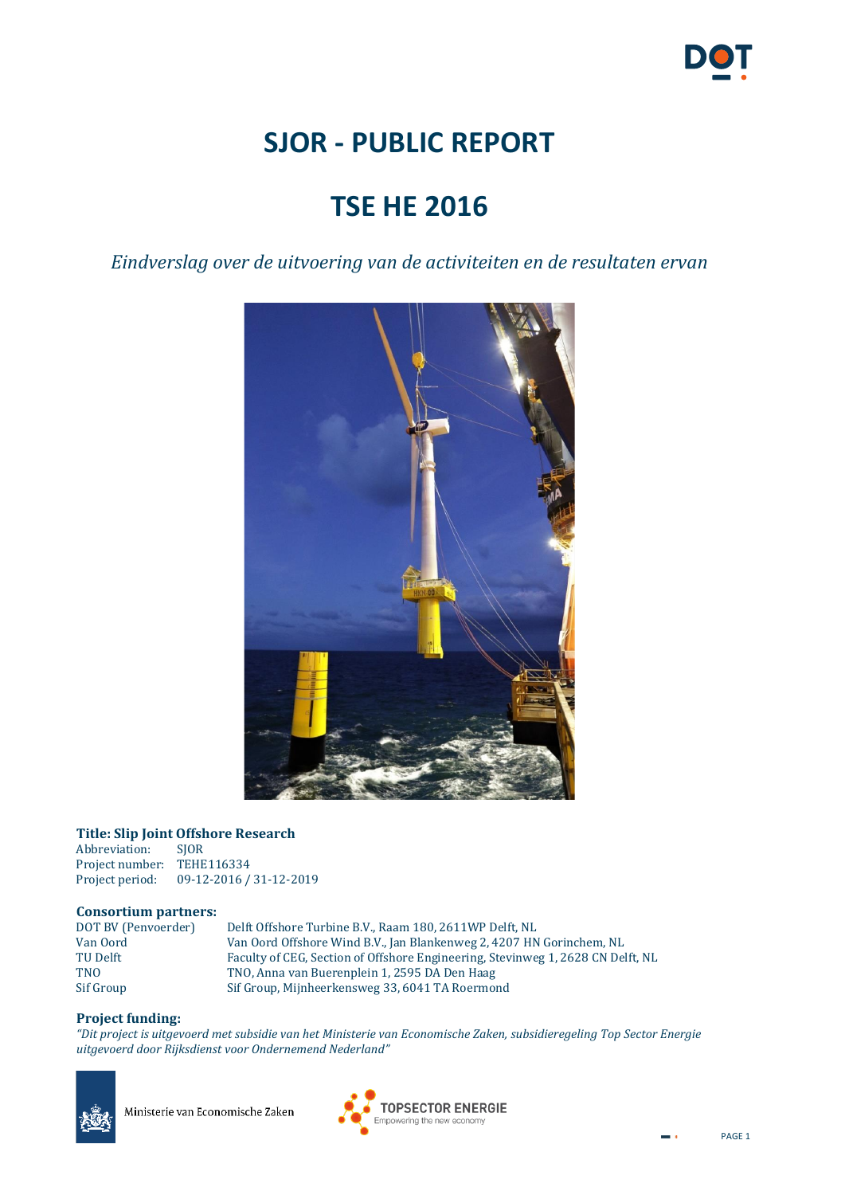# SJOR - PUBLIC REPORT

# TSE HE 2016

*Eindverslag over de uitvoering van de activiteiten en de resultaten ervan*

**Title: Slip Joint Offshore Research**

Abbreviation: SJOR
Project number: TEHE116334
Project period: 09-12-2016 / 31-12-2019

**Consortium partners:**

| | |
|---|---|
| DOT BV (Penvoerder) | Delft Offshore Turbine B.V., Raam 180, 2611WP Delft, NL |
| Van Oord | Van Oord Offshore Wind B.V., Jan Blankenweg 2, 4207 HN Gorinchem, NL |
| TU Delft | Faculty of CEG, Section of Offshore Engineering, Stevinweg 1, 2628 CN Delft, NL |
| TNO | TNO, Anna van Buerenplein 1, 2595 DA Den Haag |
| Sif Group | Sif Group, Mijnheerkensweg 33, 6041 TA Roermond |

**Project funding:**

*"Dit project is uitgevoerd met subsidie van het Ministerie van Economische Zaken, subsidieregeling Top Sector Energie uitgevoerd door Rijksdienst voor Ondernemend Nederland"*

Ministerie van Economische Zaken

TOPSECTOR ENERGIE
Empowering the new economy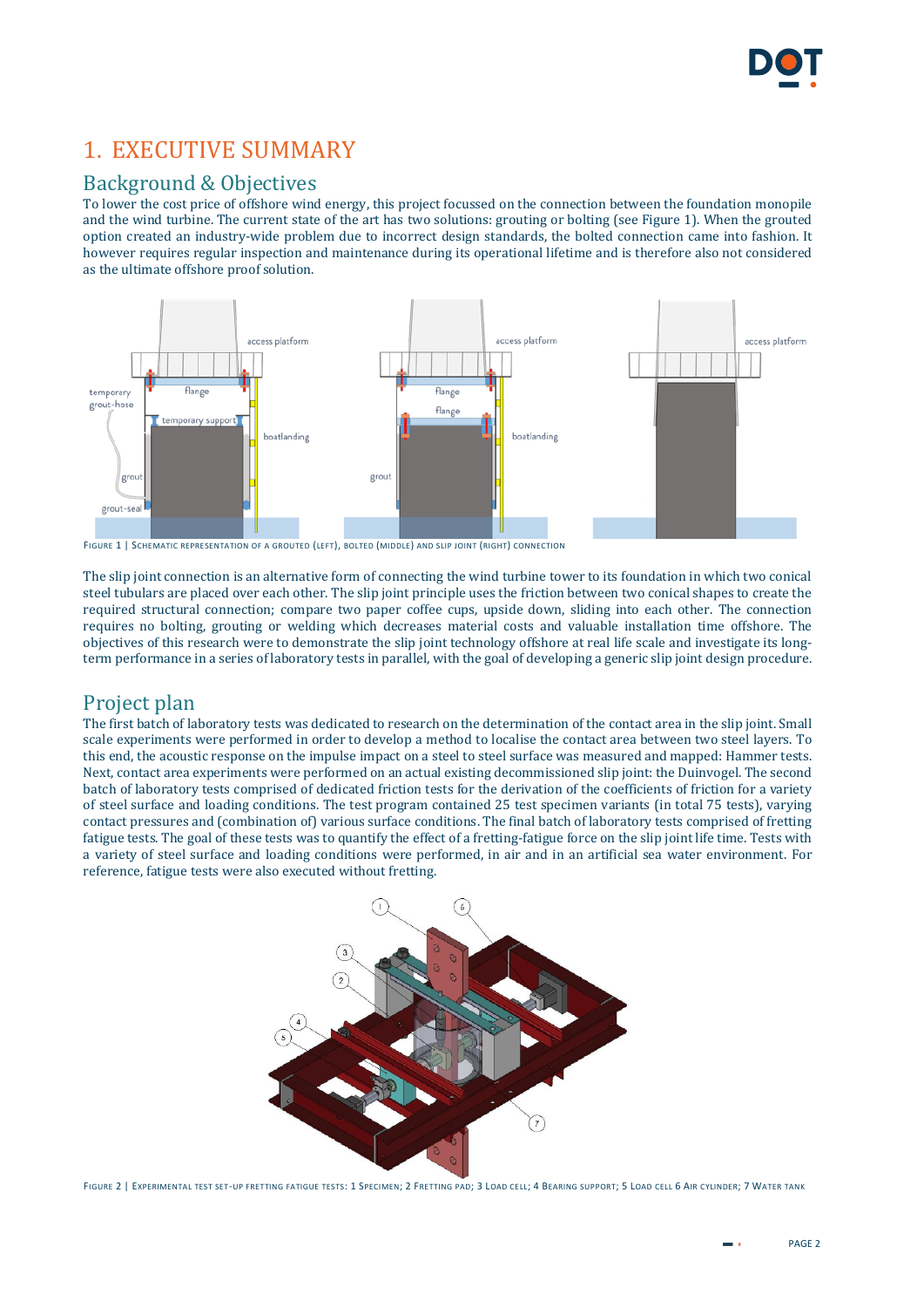# 1. EXECUTIVE SUMMARY

## Background & Objectives

To lower the cost price of offshore wind energy, this project focussed on the connection between the foundation monopile and the wind turbine. The current state of the art has two solutions: grouting or bolting (see Figure 1). When the grouted option created an industry-wide problem due to incorrect design standards, the bolted connection came into fashion. It however requires regular inspection and maintenance during its operational lifetime and is therefore also not considered as the ultimate offshore proof solution.

Figure 1 | Schematic representation of a grouted (left), bolted (middle) and slip joint (right) connection

The slip joint connection is an alternative form of connecting the wind turbine tower to its foundation in which two conical steel tubulars are placed over each other. The slip joint principle uses the friction between two conical shapes to create the required structural connection; compare two paper coffee cups, upside down, sliding into each other. The connection requires no bolting, grouting or welding which decreases material costs and valuable installation time offshore. The objectives of this research were to demonstrate the slip joint technology offshore at real life scale and investigate its long-term performance in a series of laboratory tests in parallel, with the goal of developing a generic slip joint design procedure.

## Project plan

The first batch of laboratory tests was dedicated to research on the determination of the contact area in the slip joint. Small scale experiments were performed in order to develop a method to localise the contact area between two steel layers. To this end, the acoustic response on the impulse impact on a steel to steel surface was measured and mapped: Hammer tests. Next, contact area experiments were performed on an actual existing decommissioned slip joint: the Duinvogel. The second batch of laboratory tests comprised of dedicated friction tests for the derivation of the coefficients of friction for a variety of steel surface and loading conditions. The test program contained 25 test specimen variants (in total 75 tests), varying contact pressures and (combination of) various surface conditions. The final batch of laboratory tests comprised of fretting fatigue tests. The goal of these tests was to quantify the effect of a fretting-fatigue force on the slip joint life time. Tests with a variety of steel surface and loading conditions were performed, in air and in an artificial sea water environment. For reference, fatigue tests were also executed without fretting.

Figure 2 | Experimental test set-up fretting fatigue tests: 1 Specimen; 2 Fretting pad; 3 Load cell; 4 Bearing support; 5 Load cell 6 Air cylinder; 7 Water tank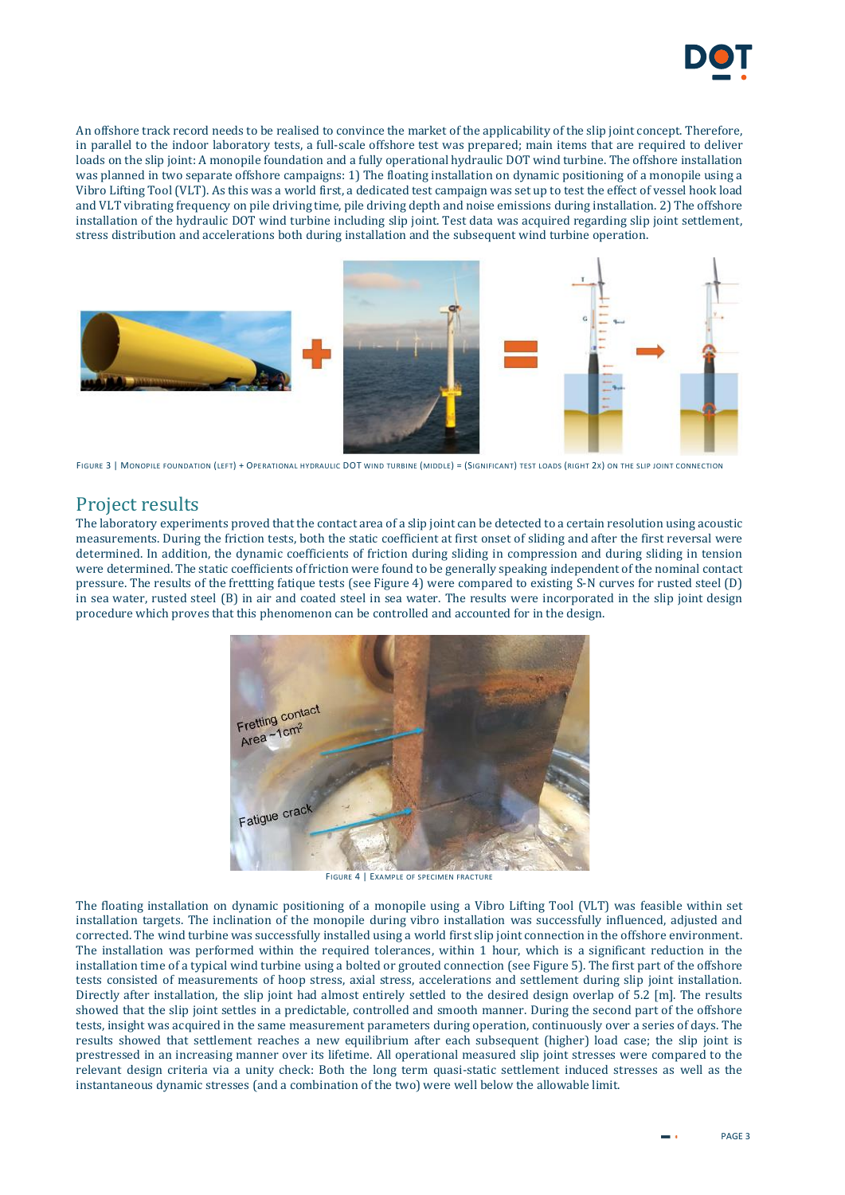An offshore track record needs to be realised to convince the market of the applicability of the slip joint concept. Therefore, in parallel to the indoor laboratory tests, a full-scale offshore test was prepared; main items that are required to deliver loads on the slip joint: A monopile foundation and a fully operational hydraulic DOT wind turbine. The offshore installation was planned in two separate offshore campaigns: 1) The floating installation on dynamic positioning of a monopile using a Vibro Lifting Tool (VLT). As this was a world first, a dedicated test campaign was set up to test the effect of vessel hook load and VLT vibrating frequency on pile driving time, pile driving depth and noise emissions during installation. 2) The offshore installation of the hydraulic DOT wind turbine including slip joint. Test data was acquired regarding slip joint settlement, stress distribution and accelerations both during installation and the subsequent wind turbine operation.

FIGURE 3 | MONOPILE FOUNDATION (LEFT) + OPERATIONAL HYDRAULIC DOT WIND TURBINE (MIDDLE) = (SIGNIFICANT) TEST LOADS (RIGHT 2X) ON THE SLIP JOINT CONNECTION

## Project results

The laboratory experiments proved that the contact area of a slip joint can be detected to a certain resolution using acoustic measurements. During the friction tests, both the static coefficient at first onset of sliding and after the first reversal were determined. In addition, the dynamic coefficients of friction during sliding in compression and during sliding in tension were determined. The static coefficients of friction were found to be generally speaking independent of the nominal contact pressure. The results of the frettting fatique tests (see Figure 4) were compared to existing S-N curves for rusted steel (D) in sea water, rusted steel (B) in air and coated steel in sea water. The results were incorporated in the slip joint design procedure which proves that this phenomenon can be controlled and accounted for in the design.

FIGURE 4 | EXAMPLE OF SPECIMEN FRACTURE

The floating installation on dynamic positioning of a monopile using a Vibro Lifting Tool (VLT) was feasible within set installation targets. The inclination of the monopile during vibro installation was successfully influenced, adjusted and corrected. The wind turbine was successfully installed using a world first slip joint connection in the offshore environment. The installation was performed within the required tolerances, within 1 hour, which is a significant reduction in the installation time of a typical wind turbine using a bolted or grouted connection (see Figure 5). The first part of the offshore tests consisted of measurements of hoop stress, axial stress, accelerations and settlement during slip joint installation. Directly after installation, the slip joint had almost entirely settled to the desired design overlap of 5.2 [m]. The results showed that the slip joint settles in a predictable, controlled and smooth manner. During the second part of the offshore tests, insight was acquired in the same measurement parameters during operation, continuously over a series of days. The results showed that settlement reaches a new equilibrium after each subsequent (higher) load case; the slip joint is prestressed in an increasing manner over its lifetime. All operational measured slip joint stresses were compared to the relevant design criteria via a unity check: Both the long term quasi-static settlement induced stresses as well as the instantaneous dynamic stresses (and a combination of the two) were well below the allowable limit.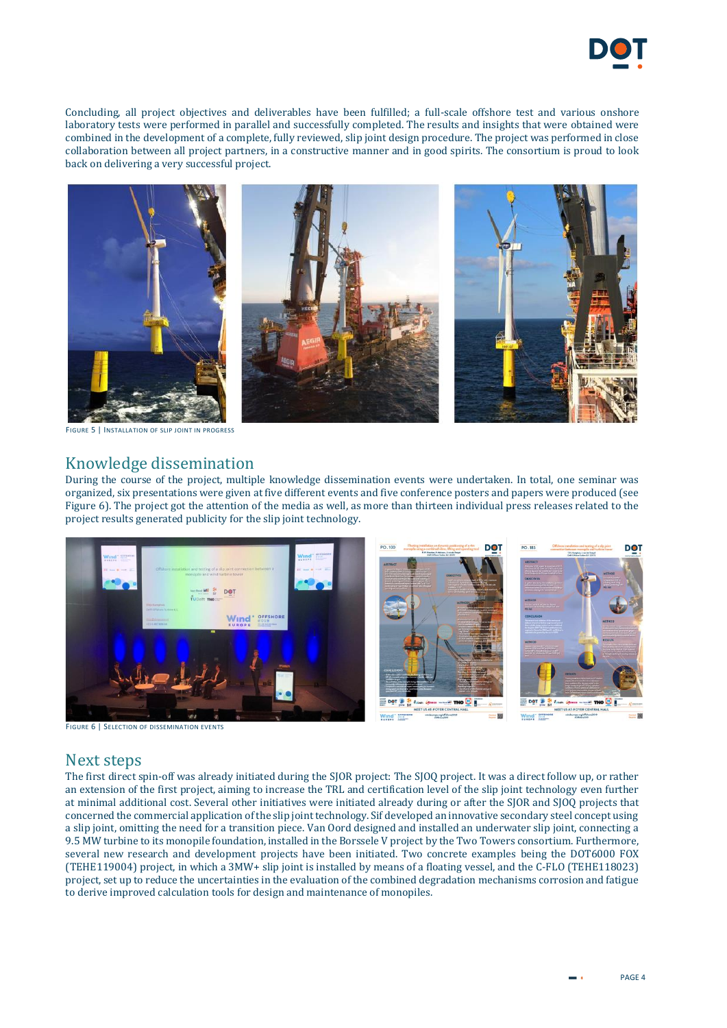Concluding, all project objectives and deliverables have been fulfilled; a full-scale offshore test and various onshore laboratory tests were performed in parallel and successfully completed. The results and insights that were obtained were combined in the development of a complete, fully reviewed, slip joint design procedure. The project was performed in close collaboration between all project partners, in a constructive manner and in good spirits. The consortium is proud to look back on delivering a very successful project.

FIGURE 5 | INSTALLATION OF SLIP JOINT IN PROGRESS

## Knowledge dissemination

During the course of the project, multiple knowledge dissemination events were undertaken. In total, one seminar was organized, six presentations were given at five different events and five conference posters and papers were produced (see Figure 6). The project got the attention of the media as well, as more than thirteen individual press releases related to the project results generated publicity for the slip joint technology.

FIGURE 6 | SELECTION OF DISSEMINATION EVENTS

## Next steps

The first direct spin-off was already initiated during the SJOR project: The SJOQ project. It was a direct follow up, or rather an extension of the first project, aiming to increase the TRL and certification level of the slip joint technology even further at minimal additional cost. Several other initiatives were initiated already during or after the SJOR and SJOQ projects that concerned the commercial application of the slip joint technology. Sif developed an innovative secondary steel concept using a slip joint, omitting the need for a transition piece. Van Oord designed and installed an underwater slip joint, connecting a 9.5 MW turbine to its monopile foundation, installed in the Borssele V project by the Two Towers consortium. Furthermore, several new research and development projects have been initiated. Two concrete examples being the DOT6000 FOX (TEHE119004) project, in which a 3MW+ slip joint is installed by means of a floating vessel, and the C-FLO (TEHE118023) project, set up to reduce the uncertainties in the evaluation of the combined degradation mechanisms corrosion and fatigue to derive improved calculation tools for design and maintenance of monopiles.